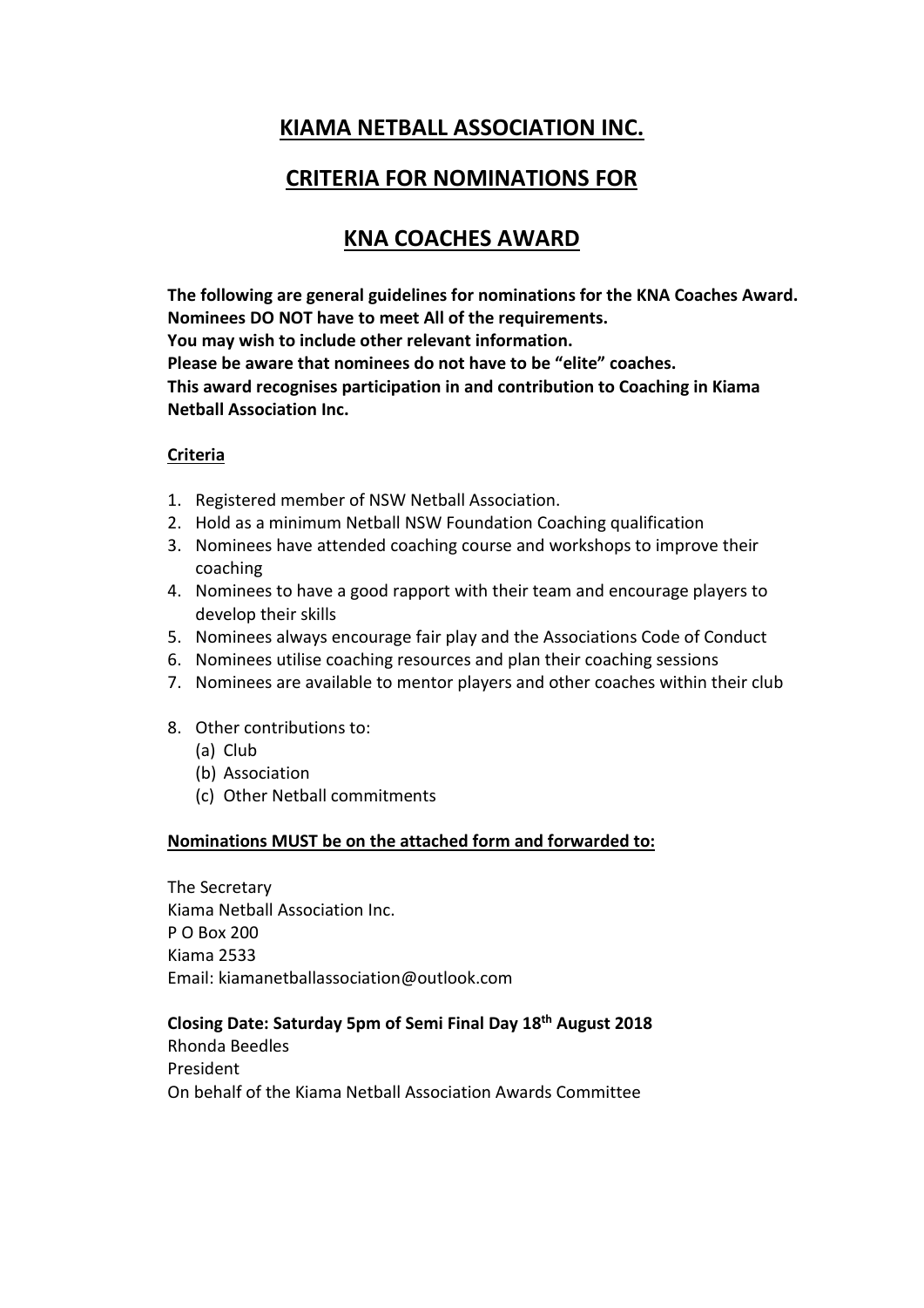# KIAMA NETBALL ASSOCIATION INC.

# CRITERIA FOR NOMINATIONS FOR

# KNA COACHES AWARD

**The following are general guidelines for nominations for the KNA Coaches Award.**
**Nominees DO NOT have to meet All of the requirements.**
**You may wish to include other relevant information.**
**Please be aware that nominees do not have to be "elite" coaches.**
**This award recognises participation in and contribution to Coaching in Kiama Netball Association Inc.**

**Criteria**

1. Registered member of NSW Netball Association.
2. Hold as a minimum Netball NSW Foundation Coaching qualification
3. Nominees have attended coaching course and workshops to improve their coaching
4. Nominees to have a good rapport with their team and encourage players to develop their skills
5. Nominees always encourage fair play and the Associations Code of Conduct
6. Nominees utilise coaching resources and plan their coaching sessions
7. Nominees are available to mentor players and other coaches within their club
8. Other contributions to:
   (a) Club
   (b) Association
   (c) Other Netball commitments

**Nominations MUST be on the attached form and forwarded to:**

The Secretary
Kiama Netball Association Inc.
P O Box 200
Kiama 2533
Email: kiamanetballassociation@outlook.com

**Closing Date: Saturday 5pm of Semi Final Day 18th August 2018**
Rhonda Beedles
President
On behalf of the Kiama Netball Association Awards Committee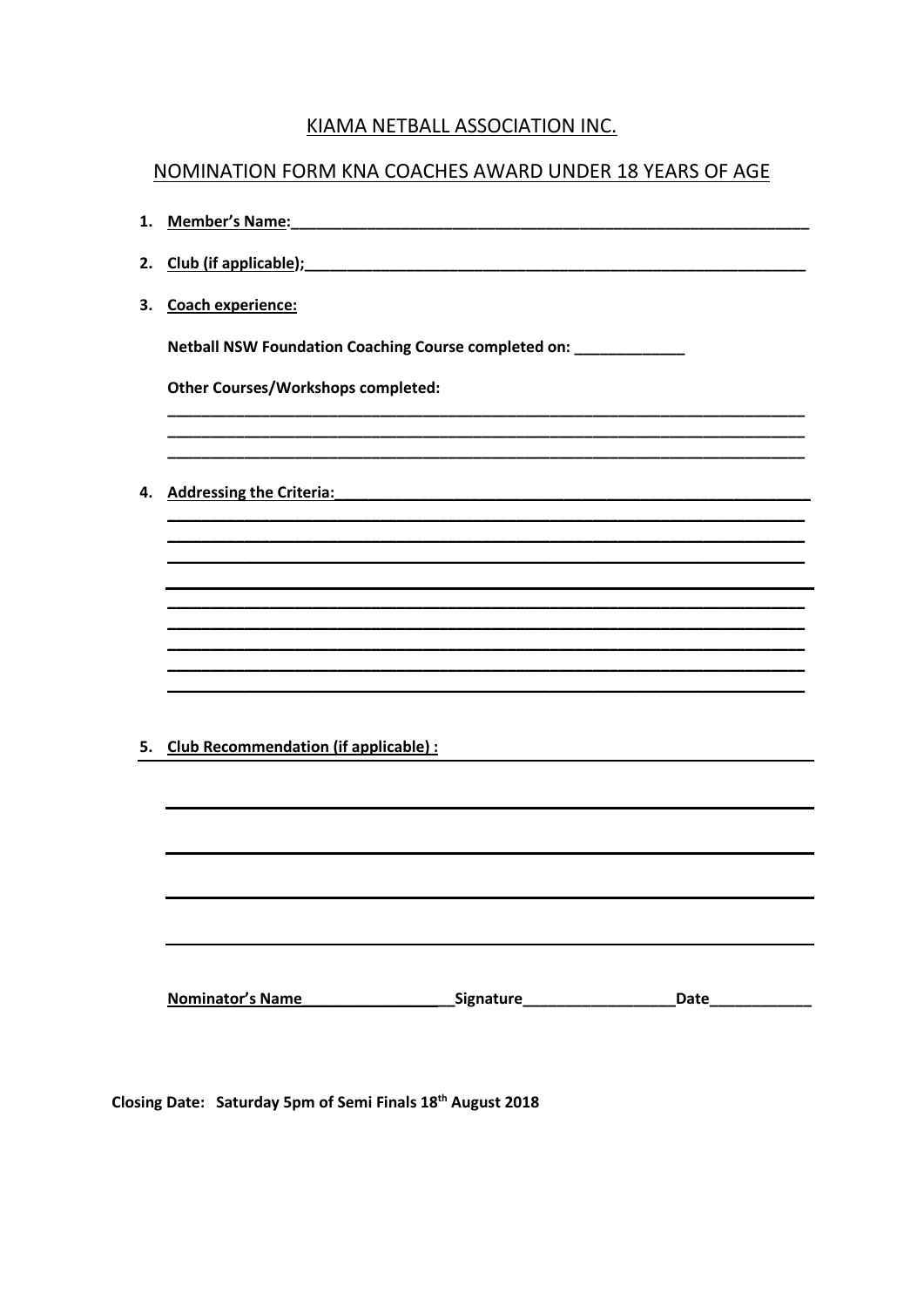# KIAMA NETBALL ASSOCIATION INC.

## NOMINATION FORM KNA COACHES AWARD UNDER 18 YEARS OF AGE

1. **Member's Name:**\_\_\_\_\_\_\_\_\_\_\_\_\_\_\_\_\_\_\_\_\_\_\_\_\_\_\_\_\_\_\_\_\_\_\_\_\_\_\_\_\_\_\_\_\_\_\_\_\_\_\_\_\_\_\_\_

2. **Club (if applicable);**\_\_\_\_\_\_\_\_\_\_\_\_\_\_\_\_\_\_\_\_\_\_\_\_\_\_\_\_\_\_\_\_\_\_\_\_\_\_\_\_\_\_\_\_\_\_\_\_\_\_\_\_\_\_\_\_

3. **Coach experience:**

   **Netball NSW Foundation Coaching Course completed on:** \_\_\_\_\_\_\_\_\_\_\_\_\_

   **Other Courses/Workshops completed:**

   \_\_\_\_\_\_\_\_\_\_\_\_\_\_\_\_\_\_\_\_\_\_\_\_\_\_\_\_\_\_\_\_\_\_\_\_\_\_\_\_\_\_\_\_\_\_\_\_\_\_\_\_\_\_\_\_\_\_\_\_\_\_\_\_\_\_\_\_\_\_

   \_\_\_\_\_\_\_\_\_\_\_\_\_\_\_\_\_\_\_\_\_\_\_\_\_\_\_\_\_\_\_\_\_\_\_\_\_\_\_\_\_\_\_\_\_\_\_\_\_\_\_\_\_\_\_\_\_\_\_\_\_\_\_\_\_\_\_\_\_\_

   \_\_\_\_\_\_\_\_\_\_\_\_\_\_\_\_\_\_\_\_\_\_\_\_\_\_\_\_\_\_\_\_\_\_\_\_\_\_\_\_\_\_\_\_\_\_\_\_\_\_\_\_\_\_\_\_\_\_\_\_\_\_\_\_\_\_\_\_\_\_

4. **Addressing the Criteria:**\_\_\_\_\_\_\_\_\_\_\_\_\_\_\_\_\_\_\_\_\_\_\_\_\_\_\_\_\_\_\_\_\_\_\_\_\_\_\_\_\_\_\_\_\_\_\_\_\_\_\_\_\_\_

5. **Club Recommendation (if applicable) :**

**Nominator's Name**\_\_\_\_\_\_\_\_\_\_\_\_\_\_\_\_\_\_\_**Signature**\_\_\_\_\_\_\_\_\_\_\_\_\_\_\_\_\_\_**Date**\_\_\_\_\_\_\_\_\_\_\_\_

**Closing Date: Saturday 5pm of Semi Finals 18th August 2018**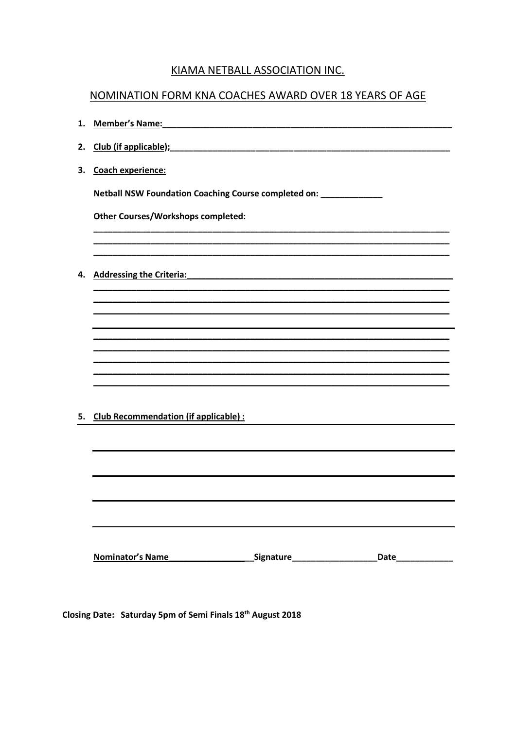# KIAMA NETBALL ASSOCIATION INC.

## NOMINATION FORM KNA COACHES AWARD OVER 18 YEARS OF AGE

1. **Member's Name:**_______________________________________________________________

2. **Club (if applicable);**_______________________________________________________________

3. **Coach experience:**

   **Netball NSW Foundation Coaching Course completed on:** _____________

   **Other Courses/Workshops completed:**

   _______________________________________________________________
   _______________________________________________________________
   _______________________________________________________________

4. **Addressing the Criteria:**_______________________________________________________________

   _______________________________________________________________
   _______________________________________________________________
   _______________________________________________________________
   _______________________________________________________________
   _______________________________________________________________
   _______________________________________________________________
   _______________________________________________________________
   _______________________________________________________________
   _______________________________________________________________

5. **Club Recommendation (if applicable) :**_______________________________________________

   _______________________________________________________________
   _______________________________________________________________
   _______________________________________________________________
   _______________________________________________________________

   **Nominator's Name**___________________**Signature**__________________**Date**____________

**Closing Date: Saturday 5pm of Semi Finals 18th August 2018**